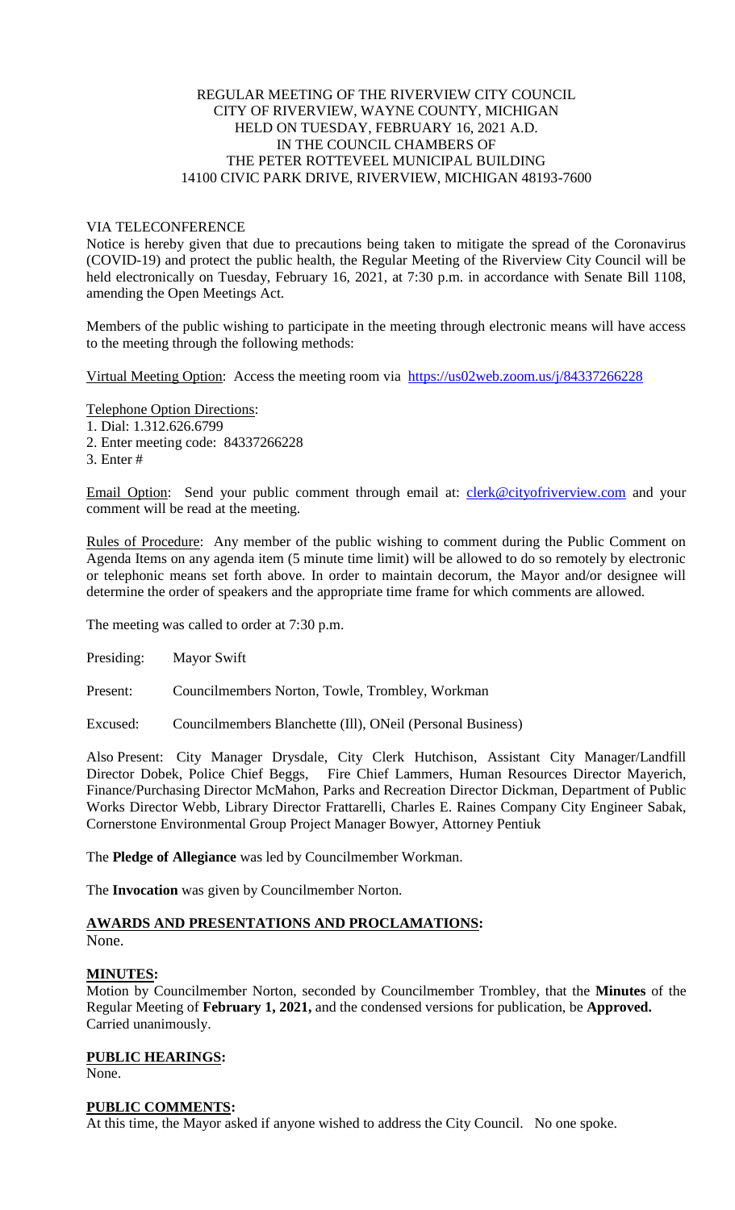REGULAR MEETING OF THE RIVERVIEW CITY COUNCIL
CITY OF RIVERVIEW, WAYNE COUNTY, MICHIGAN
HELD ON TUESDAY, FEBRUARY 16, 2021 A.D.
IN THE COUNCIL CHAMBERS OF
THE PETER ROTTEVEEL MUNICIPAL BUILDING
14100 CIVIC PARK DRIVE, RIVERVIEW, MICHIGAN 48193-7600

VIA TELECONFERENCE

Notice is hereby given that due to precautions being taken to mitigate the spread of the Coronavirus (COVID-19) and protect the public health, the Regular Meeting of the Riverview City Council will be held electronically on Tuesday, February 16, 2021, at 7:30 p.m. in accordance with Senate Bill 1108, amending the Open Meetings Act.

Members of the public wishing to participate in the meeting through electronic means will have access to the meeting through the following methods:

Virtual Meeting Option: Access the meeting room via https://us02web.zoom.us/j/84337266228

Telephone Option Directions:
1. Dial: 1.312.626.6799
2. Enter meeting code: 84337266228
3. Enter #

Email Option: Send your public comment through email at: clerk@cityofriverview.com and your comment will be read at the meeting.

Rules of Procedure: Any member of the public wishing to comment during the Public Comment on Agenda Items on any agenda item (5 minute time limit) will be allowed to do so remotely by electronic or telephonic means set forth above. In order to maintain decorum, the Mayor and/or designee will determine the order of speakers and the appropriate time frame for which comments are allowed.

The meeting was called to order at 7:30 p.m.

Presiding: Mayor Swift

Present: Councilmembers Norton, Towle, Trombley, Workman

Excused: Councilmembers Blanchette (Ill), ONeil (Personal Business)

Also Present: City Manager Drysdale, City Clerk Hutchison, Assistant City Manager/Landfill Director Dobek, Police Chief Beggs, Fire Chief Lammers, Human Resources Director Mayerich, Finance/Purchasing Director McMahon, Parks and Recreation Director Dickman, Department of Public Works Director Webb, Library Director Frattarelli, Charles E. Raines Company City Engineer Sabak, Cornerstone Environmental Group Project Manager Bowyer, Attorney Pentiuk

The **Pledge of Allegiance** was led by Councilmember Workman.

The **Invocation** was given by Councilmember Norton.

## AWARDS AND PRESENTATIONS AND PROCLAMATIONS:

None.

## MINUTES:

Motion by Councilmember Norton, seconded by Councilmember Trombley, that the **Minutes** of the Regular Meeting of **February 1, 2021,** and the condensed versions for publication, be **Approved.** Carried unanimously.

## PUBLIC HEARINGS:

None.

## PUBLIC COMMENTS:

At this time, the Mayor asked if anyone wished to address the City Council. No one spoke.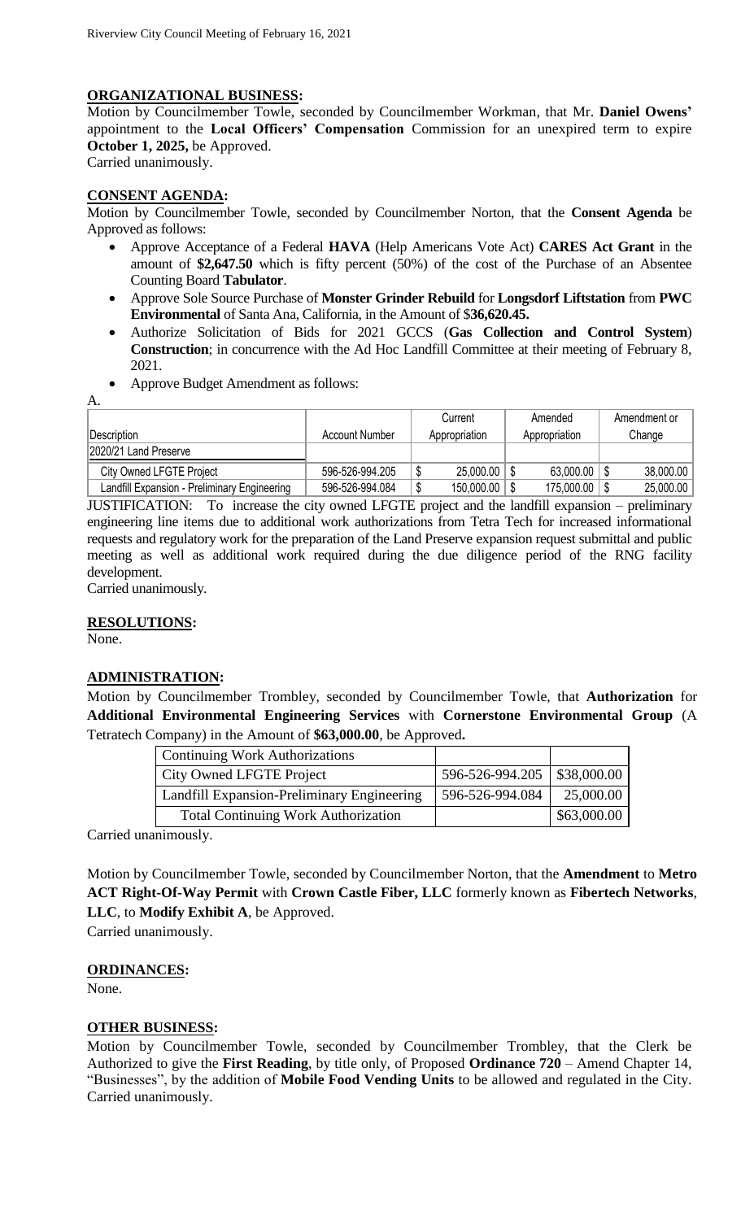## ORGANIZATIONAL BUSINESS:

Motion by Councilmember Towle, seconded by Councilmember Workman, that Mr. **Daniel Owens'** appointment to the **Local Officers' Compensation** Commission for an unexpired term to expire **October 1, 2025,** be Approved.
Carried unanimously.

## CONSENT AGENDA:

Motion by Councilmember Towle, seconded by Councilmember Norton, that the **Consent Agenda** be Approved as follows:

- Approve Acceptance of a Federal **HAVA** (Help Americans Vote Act) **CARES Act Grant** in the amount of **$2,647.50** which is fifty percent (50%) of the cost of the Purchase of an Absentee Counting Board **Tabulator**.
- Approve Sole Source Purchase of **Monster Grinder Rebuild** for **Longsdorf Liftstation** from **PWC Environmental** of Santa Ana, California, in the Amount of $**36,620.45.**
- Authorize Solicitation of Bids for 2021 GCCS (**Gas Collection and Control System**) **Construction**; in concurrence with the Ad Hoc Landfill Committee at their meeting of February 8, 2021.
- Approve Budget Amendment as follows:

A.

| Description | Account Number | Current Appropriation | Amended Appropriation | Amendment or Change |
|---|---|---|---|---|
| 2020/21 Land Preserve | | | | |
| City Owned LFGTE Project | 596-526-994.205 | $ 25,000.00 | $ 63,000.00 | $ 38,000.00 |
| Landfill Expansion - Preliminary Engineering | 596-526-994.084 | $ 150,000.00 | $ 175,000.00 | $ 25,000.00 |

JUSTIFICATION: To increase the city owned LFGTE project and the landfill expansion – preliminary engineering line items due to additional work authorizations from Tetra Tech for increased informational requests and regulatory work for the preparation of the Land Preserve expansion request submittal and public meeting as well as additional work required during the due diligence period of the RNG facility development.
Carried unanimously.

## RESOLUTIONS:

None.

## ADMINISTRATION:

Motion by Councilmember Trombley, seconded by Councilmember Towle, that **Authorization** for **Additional Environmental Engineering Services** with **Cornerstone Environmental Group** (A Tetratech Company) in the Amount of **$63,000.00**, be Approved**.**

| Continuing Work Authorizations | | |
|---|---|---|
| City Owned LFGTE Project | 596-526-994.205 | $38,000.00 |
| Landfill Expansion-Preliminary Engineering | 596-526-994.084 | 25,000.00 |
| Total Continuing Work Authorization | | $63,000.00 |

Carried unanimously.

Motion by Councilmember Towle, seconded by Councilmember Norton, that the **Amendment** to **Metro ACT Right-Of-Way Permit** with **Crown Castle Fiber, LLC** formerly known as **Fibertech Networks**, **LLC**, to **Modify Exhibit A**, be Approved.
Carried unanimously.

## ORDINANCES:

None.

## OTHER BUSINESS:

Motion by Councilmember Towle, seconded by Councilmember Trombley, that the Clerk be Authorized to give the **First Reading**, by title only, of Proposed **Ordinance 720** – Amend Chapter 14, "Businesses", by the addition of **Mobile Food Vending Units** to be allowed and regulated in the City.
Carried unanimously.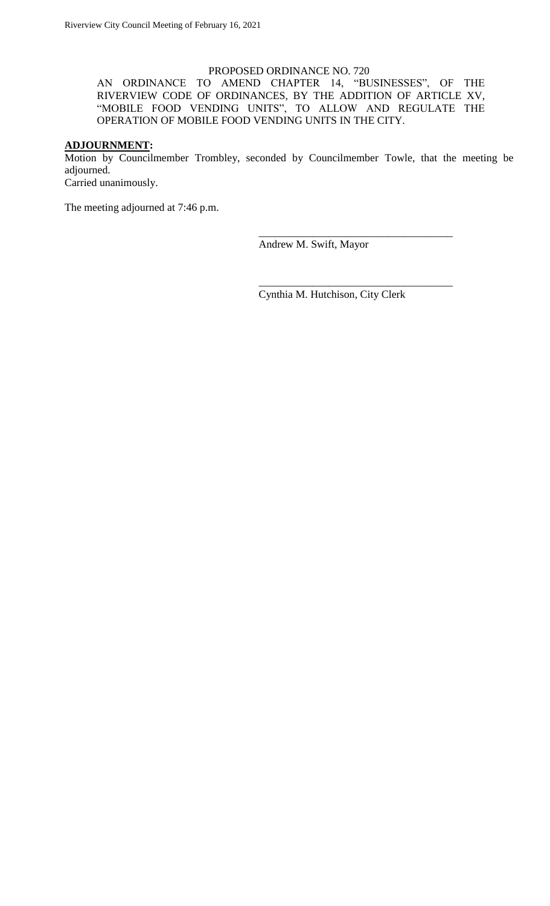PROPOSED ORDINANCE NO. 720

AN ORDINANCE TO AMEND CHAPTER 14, "BUSINESSES", OF THE RIVERVIEW CODE OF ORDINANCES, BY THE ADDITION OF ARTICLE XV, "MOBILE FOOD VENDING UNITS", TO ALLOW AND REGULATE THE OPERATION OF MOBILE FOOD VENDING UNITS IN THE CITY.

**ADJOURNMENT:**

Motion by Councilmember Trombley, seconded by Councilmember Towle, that the meeting be adjourned.
Carried unanimously.

The meeting adjourned at 7:46 p.m.

\_\_\_\_\_\_\_\_\_\_\_\_\_\_\_\_\_\_\_\_\_\_\_\_\_\_\_\_\_\_\_\_\_\_\_\_
Andrew M. Swift, Mayor

\_\_\_\_\_\_\_\_\_\_\_\_\_\_\_\_\_\_\_\_\_\_\_\_\_\_\_\_\_\_\_\_\_\_\_\_
Cynthia M. Hutchison, City Clerk